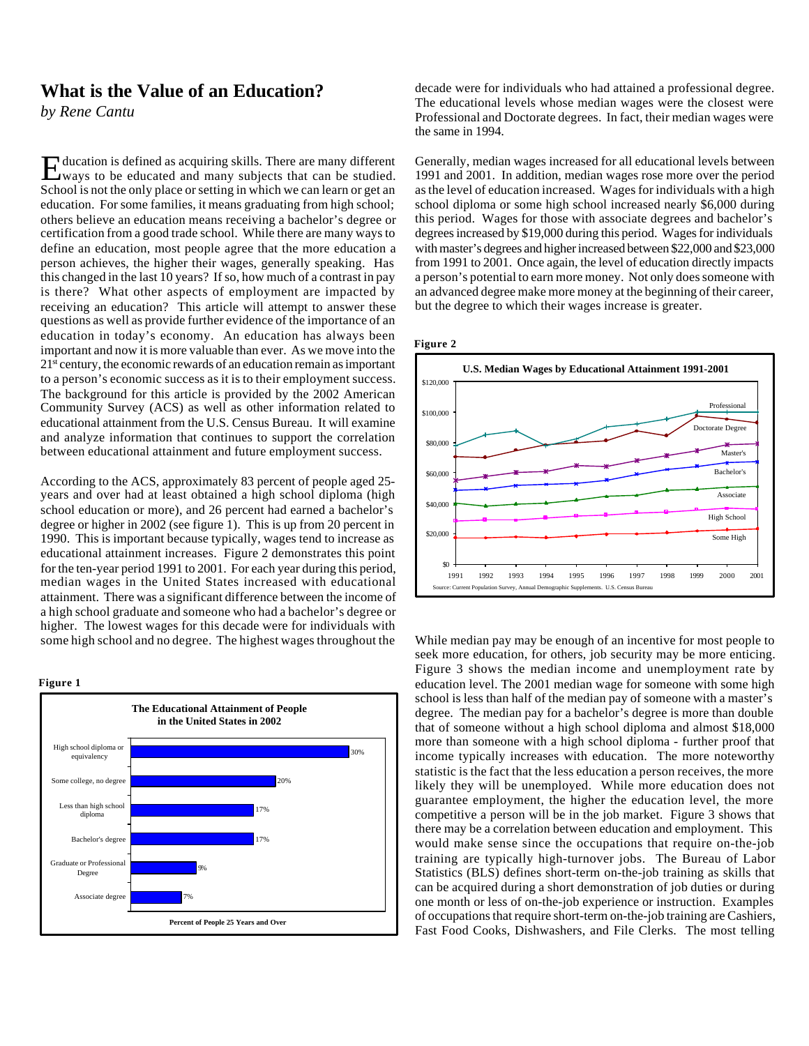# What is the Value of an Education?

*by Rene Cantu*

Education is defined as acquiring skills. There are many different ways to be educated and many subjects that can be studied. School is not the only place or setting in which we can learn or get an education. For some families, it means graduating from high school; others believe an education means receiving a bachelor's degree or certification from a good trade school. While there are many ways to define an education, most people agree that the more education a person achieves, the higher their wages, generally speaking. Has this changed in the last 10 years? If so, how much of a contrast in pay is there? What other aspects of employment are impacted by receiving an education? This article will attempt to answer these questions as well as provide further evidence of the importance of an education in today's economy. An education has always been important and now it is more valuable than ever. As we move into the 21st century, the economic rewards of an education remain as important to a person's economic success as it is to their employment success. The background for this article is provided by the 2002 American Community Survey (ACS) as well as other information related to educational attainment from the U.S. Census Bureau. It will examine and analyze information that continues to support the correlation between educational attainment and future employment success.

According to the ACS, approximately 83 percent of people aged 25-years and over had at least obtained a high school diploma (high school education or more), and 26 percent had earned a bachelor's degree or higher in 2002 (see figure 1). This is up from 20 percent in 1990. This is important because typically, wages tend to increase as educational attainment increases. Figure 2 demonstrates this point for the ten-year period 1991 to 2001. For each year during this period, median wages in the United States increased with educational attainment. There was a significant difference between the income of a high school graduate and someone who had a bachelor's degree or higher. The lowest wages for this decade were for individuals with some high school and no degree. The highest wages throughout the decade were for individuals who had attained a professional degree. The educational levels whose median wages were the closest were Professional and Doctorate degrees. In fact, their median wages were the same in 1994.

**Figure 1**

**The Educational Attainment of People in the United States in 2002**

| Educational Attainment | Percent of People 25 Years and Over |
|---|---|
| High school diploma or equivalency | 30% |
| Some college, no degree | 20% |
| Less than high school diploma | 17% |
| Bachelor's degree | 17% |
| Graduate or Professional Degree | 9% |
| Associate degree | 7% |

Generally, median wages increased for all educational levels between 1991 and 2001. In addition, median wages rose more over the period as the level of education increased. Wages for individuals with a high school diploma or some high school increased nearly $6,000 during this period. Wages for those with associate degrees and bachelor's degrees increased by $19,000 during this period. Wages for individuals with master's degrees and higher increased between $22,000 and $23,000 from 1991 to 2001. Once again, the level of education directly impacts a person's potential to earn more money. Not only does someone with an advanced degree make more money at the beginning of their career, but the degree to which their wages increase is greater.

**Figure 2**

**U.S. Median Wages by Educational Attainment 1991-2001**

(Line chart, 1991–2001, $0 to $120,000; series from highest to lowest: Professional, Doctorate Degree, Master's, Bachelor's, Associate, High School, Some High)

Source: Current Population Survey, Annual Demographic Supplements. U.S. Census Bureau

While median pay may be enough of an incentive for most people to seek more education, for others, job security may be more enticing. Figure 3 shows the median income and unemployment rate by education level. The 2001 median wage for someone with some high school is less than half of the median pay of someone with a master's degree. The median pay for a bachelor's degree is more than double that of someone without a high school diploma and almost $18,000 more than someone with a high school diploma - further proof that income typically increases with education. The more noteworthy statistic is the fact that the less education a person receives, the more likely they will be unemployed. While more education does not guarantee employment, the higher the education level, the more competitive a person will be in the job market. Figure 3 shows that there may be a correlation between education and employment. This would make sense since the occupations that require on-the-job training are typically high-turnover jobs. The Bureau of Labor Statistics (BLS) defines short-term on-the-job training as skills that can be acquired during a short demonstration of job duties or during one month or less of on-the-job experience or instruction. Examples of occupations that require short-term on-the-job training are Cashiers, Fast Food Cooks, Dishwashers, and File Clerks. The most telling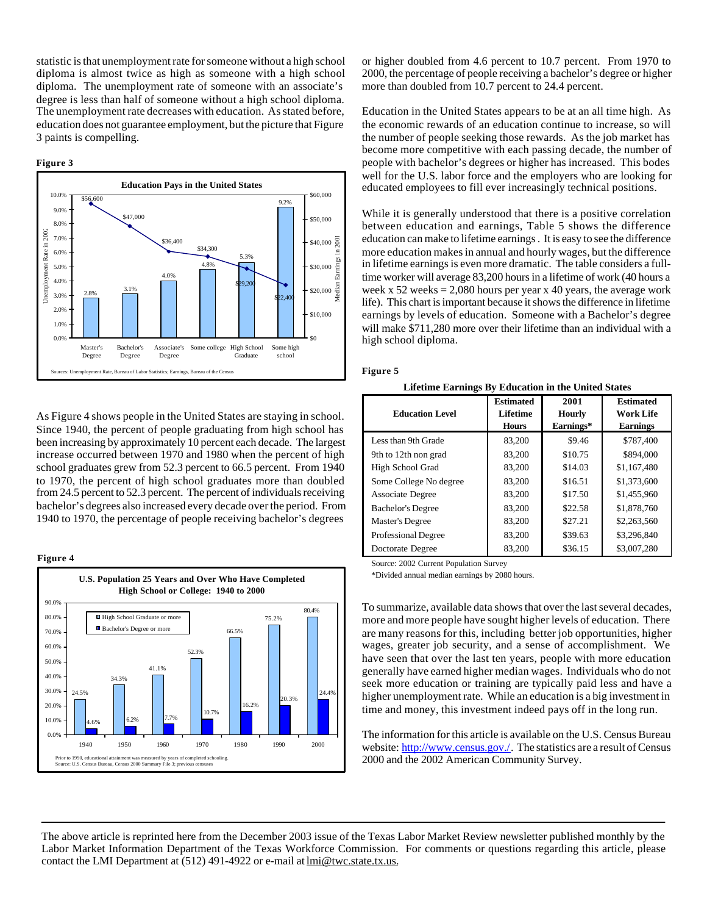statistic is that unemployment rate for someone without a high school diploma is almost twice as high as someone with a high school diploma. The unemployment rate of someone with an associate's degree is less than half of someone without a high school diploma. The unemployment rate decreases with education. As stated before, education does not guarantee employment, but the picture that Figure 3 paints is compelling.

**Figure 3**

Education Pays in the United States

Unemployment Rate in 2002

Median Earnings in 2001

10.0%
9.0%
8.0%
7.0%
6.0%
5.0%
4.0%
3.0%
2.0%
1.0%
0.0%

$60,000
$50,000
$40,000
$30,000
$20,000
$10,000
$0

$56,600
$47,000
$36,400
$34,300
$29,200
$22,400

2.8%
3.1%
4.0%
4.8%
5.3%
9.2%

Master's Degree
Bachelor's Degree
Associate's Degree
Some college
High School Graduate
Some high school

Sources: Unemployment Rate, Bureau of Labor Statistics; Earnings, Bureau of the Census

As Figure 4 shows people in the United States are staying in school. Since 1940, the percent of people graduating from high school has been increasing by approximately 10 percent each decade. The largest increase occurred between 1970 and 1980 when the percent of high school graduates grew from 52.3 percent to 66.5 percent. From 1940 to 1970, the percent of high school graduates more than doubled from 24.5 percent to 52.3 percent. The percent of individuals receiving bachelor's degrees also increased every decade over the period. From 1940 to 1970, the percentage of people receiving bachelor's degrees or higher doubled from 4.6 percent to 10.7 percent. From 1970 to 2000, the percentage of people receiving a bachelor's degree or higher more than doubled from 10.7 percent to 24.4 percent.

**Figure 4**

U.S. Population 25 Years and Over Who Have Completed High School or College: 1940 to 2000

High School Graduate or more

Bachelor's Degree or more

90.0%
80.0%
70.0%
60.0%
50.0%
40.0%
30.0%
20.0%
10.0%
0.0%

24.5%
4.6%
34.3%
6.2%
41.1%
7.7%
52.3%
10.7%
66.5%
16.2%
75.2%
20.3%
80.4%
24.4%

1940
1950
1960
1970
1980
1990
2000

Prior to 1990, educational attainment was measured by years of completed schooling.
Source: U.S. Census Bureau, Census 2000 Summary File 3; previous censuses

Education in the United States appears to be at an all time high. As the economic rewards of an education continue to increase, so will the number of people seeking those rewards. As the job market has become more competitive with each passing decade, the number of people with bachelor's degrees or higher has increased. This bodes well for the U.S. labor force and the employers who are looking for educated employees to fill ever increasingly technical positions.

While it is generally understood that there is a positive correlation between education and earnings, Table 5 shows the difference education can make to lifetime earnings. It is easy to see the difference more education makes in annual and hourly wages, but the difference in lifetime earnings is even more dramatic. The table considers a full-time worker will average 83,200 hours in a lifetime of work (40 hours a week x 52 weeks = 2,080 hours per year x 40 years, the average work life). This chart is important because it shows the difference in lifetime earnings by levels of education. Someone with a Bachelor's degree will make $711,280 more over their lifetime than an individual with a high school diploma.

**Figure 5**

**Lifetime Earnings By Education in the United States**

| Education Level | Estimated Lifetime Hours | 2001 Hourly Earnings* | Estimated Work Life Earnings |
|---|---|---|---|
| Less than 9th Grade | 83,200 | $9.46 | $787,400 |
| 9th to 12th non grad | 83,200 | $10.75 | $894,000 |
| High School Grad | 83,200 | $14.03 | $1,167,480 |
| Some College No degree | 83,200 | $16.51 | $1,373,600 |
| Associate Degree | 83,200 | $17.50 | $1,455,960 |
| Bachelor's Degree | 83,200 | $22.58 | $1,878,760 |
| Master's Degree | 83,200 | $27.21 | $2,263,560 |
| Professional Degree | 83,200 | $39.63 | $3,296,840 |
| Doctorate Degree | 83,200 | $36.15 | $3,007,280 |

Source: 2002 Current Population Survey

*Divided annual median earnings by 2080 hours.

To summarize, available data shows that over the last several decades, more and more people have sought higher levels of education. There are many reasons for this, including better job opportunities, higher wages, greater job security, and a sense of accomplishment. We have seen that over the last ten years, people with more education generally have earned higher median wages. Individuals who do not seek more education or training are typically paid less and have a higher unemployment rate. While an education is a big investment in time and money, this investment indeed pays off in the long run.

The information for this article is available on the U.S. Census Bureau website: http://www.census.gov./. The statistics are a result of Census 2000 and the 2002 American Community Survey.

---

The above article is reprinted here from the December 2003 issue of the Texas Labor Market Review newsletter published monthly by the Labor Market Information Department of the Texas Workforce Commission. For comments or questions regarding this article, please contact the LMI Department at (512) 491-4922 or e-mail at lmi@twc.state.tx.us.